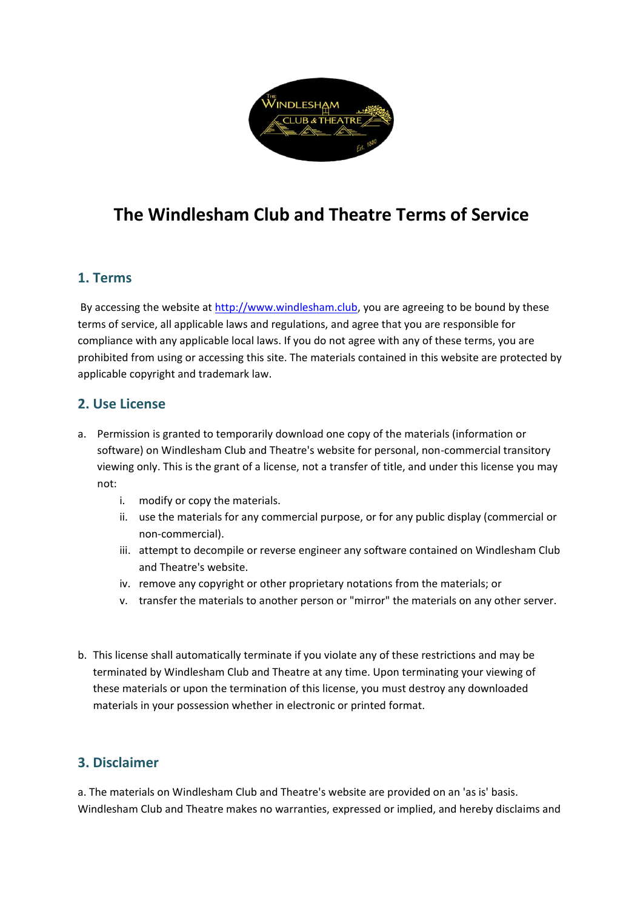# The Windlesham Club and Theatre Terms of Service

## 1. Terms

By accessing the website at [http://www.windlesham.club](http://www.windlesham.club), you are agreeing to be bound by these terms of service, all applicable laws and regulations, and agree that you are responsible for compliance with any applicable local laws. If you do not agree with any of these terms, you are prohibited from using or accessing this site. The materials contained in this website are protected by applicable copyright and trademark law.

## 2. Use License

a. Permission is granted to temporarily download one copy of the materials (information or software) on Windlesham Club and Theatre's website for personal, non-commercial transitory viewing only. This is the grant of a license, not a transfer of title, and under this license you may not:

   i. modify or copy the materials.
   ii. use the materials for any commercial purpose, or for any public display (commercial or non-commercial).
   iii. attempt to decompile or reverse engineer any software contained on Windlesham Club and Theatre's website.
   iv. remove any copyright or other proprietary notations from the materials; or
   v. transfer the materials to another person or "mirror" the materials on any other server.

b. This license shall automatically terminate if you violate any of these restrictions and may be terminated by Windlesham Club and Theatre at any time. Upon terminating your viewing of these materials or upon the termination of this license, you must destroy any downloaded materials in your possession whether in electronic or printed format.

## 3. Disclaimer

a. The materials on Windlesham Club and Theatre's website are provided on an 'as is' basis. Windlesham Club and Theatre makes no warranties, expressed or implied, and hereby disclaims and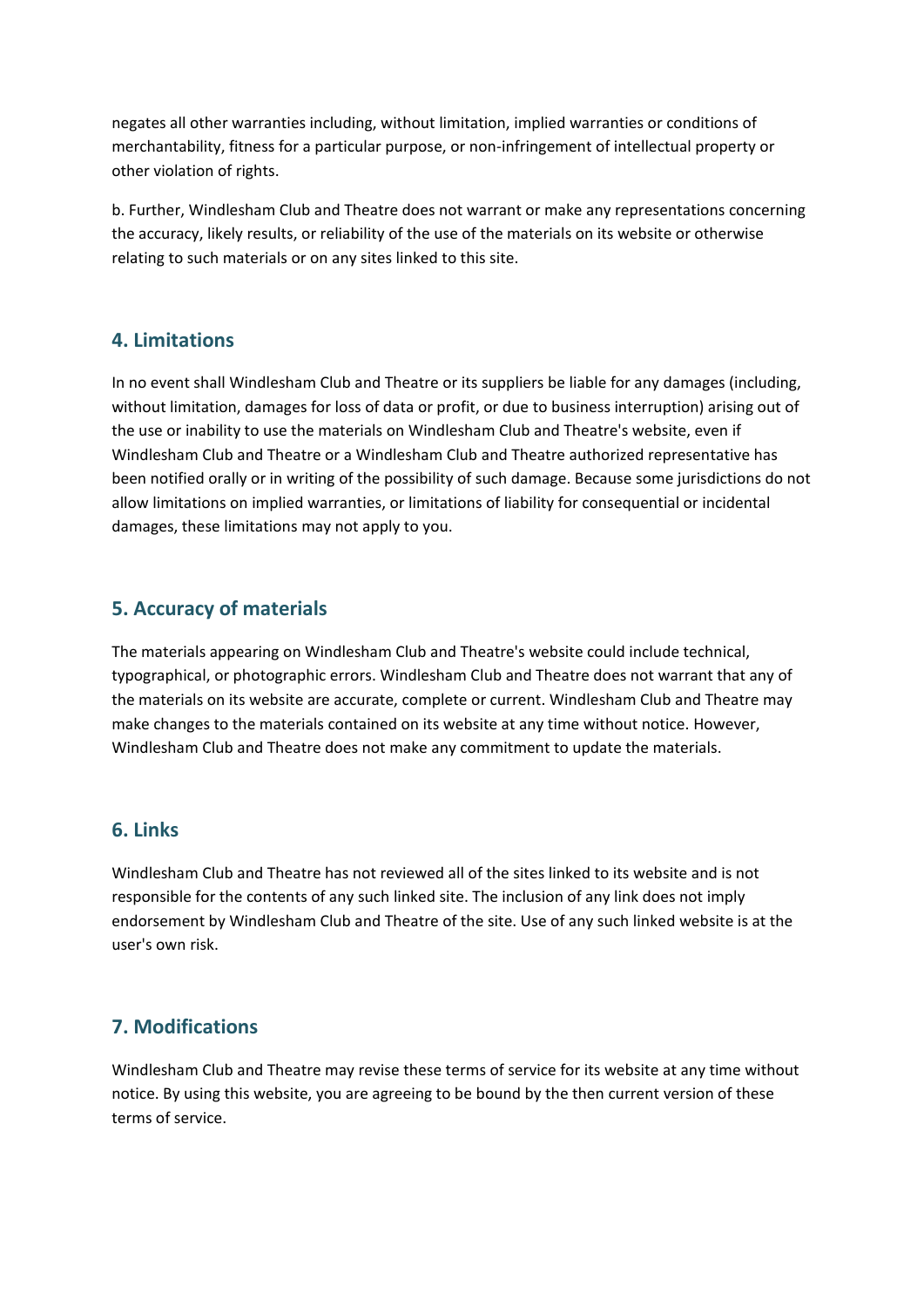negates all other warranties including, without limitation, implied warranties or conditions of merchantability, fitness for a particular purpose, or non-infringement of intellectual property or other violation of rights.

b. Further, Windlesham Club and Theatre does not warrant or make any representations concerning the accuracy, likely results, or reliability of the use of the materials on its website or otherwise relating to such materials or on any sites linked to this site.

## 4. Limitations

In no event shall Windlesham Club and Theatre or its suppliers be liable for any damages (including, without limitation, damages for loss of data or profit, or due to business interruption) arising out of the use or inability to use the materials on Windlesham Club and Theatre's website, even if Windlesham Club and Theatre or a Windlesham Club and Theatre authorized representative has been notified orally or in writing of the possibility of such damage. Because some jurisdictions do not allow limitations on implied warranties, or limitations of liability for consequential or incidental damages, these limitations may not apply to you.

## 5. Accuracy of materials

The materials appearing on Windlesham Club and Theatre's website could include technical, typographical, or photographic errors. Windlesham Club and Theatre does not warrant that any of the materials on its website are accurate, complete or current. Windlesham Club and Theatre may make changes to the materials contained on its website at any time without notice. However, Windlesham Club and Theatre does not make any commitment to update the materials.

## 6. Links

Windlesham Club and Theatre has not reviewed all of the sites linked to its website and is not responsible for the contents of any such linked site. The inclusion of any link does not imply endorsement by Windlesham Club and Theatre of the site. Use of any such linked website is at the user's own risk.

## 7. Modifications

Windlesham Club and Theatre may revise these terms of service for its website at any time without notice. By using this website, you are agreeing to be bound by the then current version of these terms of service.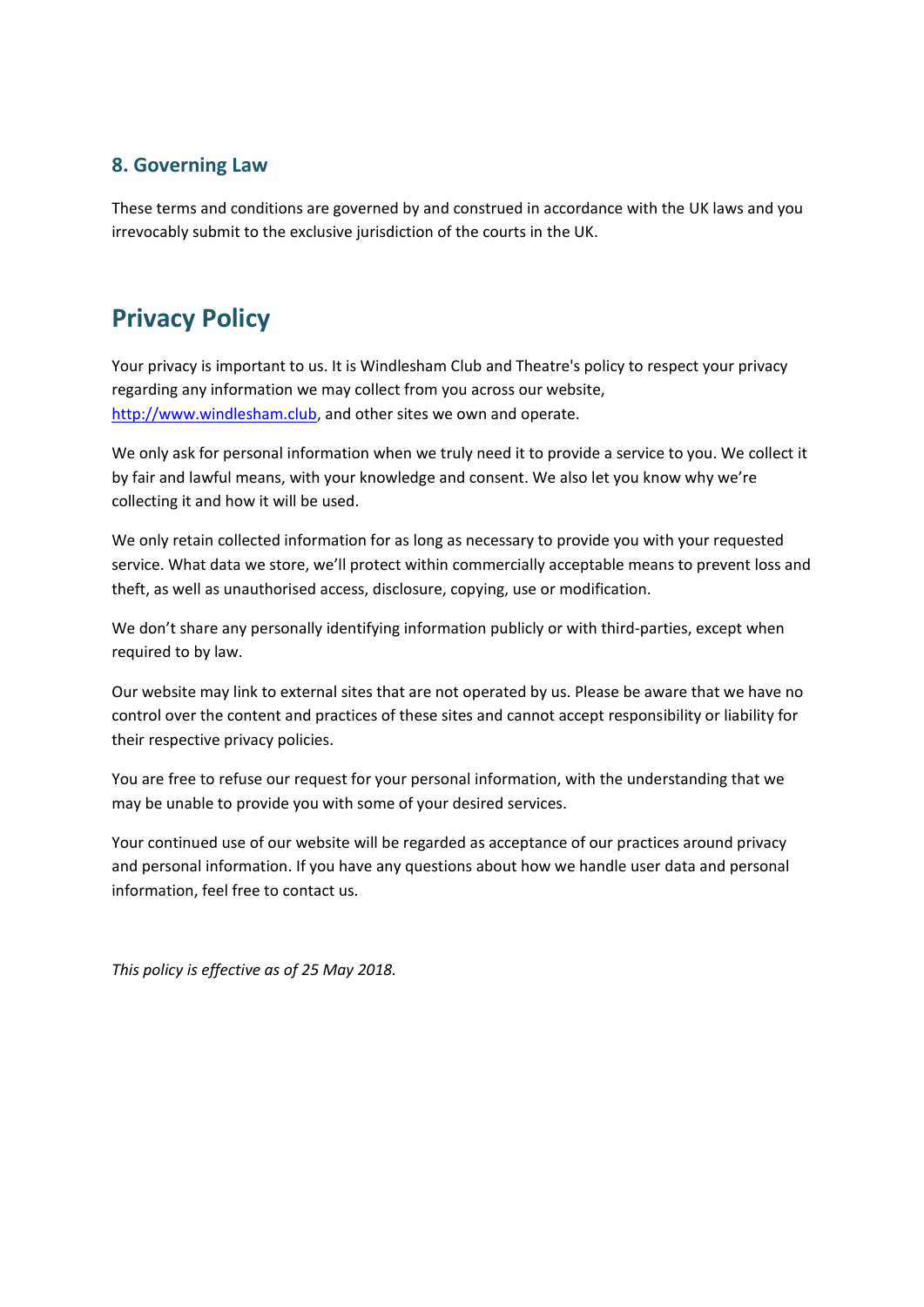### 8. Governing Law

These terms and conditions are governed by and construed in accordance with the UK laws and you irrevocably submit to the exclusive jurisdiction of the courts in the UK.

## Privacy Policy

Your privacy is important to us. It is Windlesham Club and Theatre's policy to respect your privacy regarding any information we may collect from you across our website, [http://www.windlesham.club](http://www.windlesham.club), and other sites we own and operate.

We only ask for personal information when we truly need it to provide a service to you. We collect it by fair and lawful means, with your knowledge and consent. We also let you know why we're collecting it and how it will be used.

We only retain collected information for as long as necessary to provide you with your requested service. What data we store, we'll protect within commercially acceptable means to prevent loss and theft, as well as unauthorised access, disclosure, copying, use or modification.

We don't share any personally identifying information publicly or with third-parties, except when required to by law.

Our website may link to external sites that are not operated by us. Please be aware that we have no control over the content and practices of these sites and cannot accept responsibility or liability for their respective privacy policies.

You are free to refuse our request for your personal information, with the understanding that we may be unable to provide you with some of your desired services.

Your continued use of our website will be regarded as acceptance of our practices around privacy and personal information. If you have any questions about how we handle user data and personal information, feel free to contact us.

*This policy is effective as of 25 May 2018.*